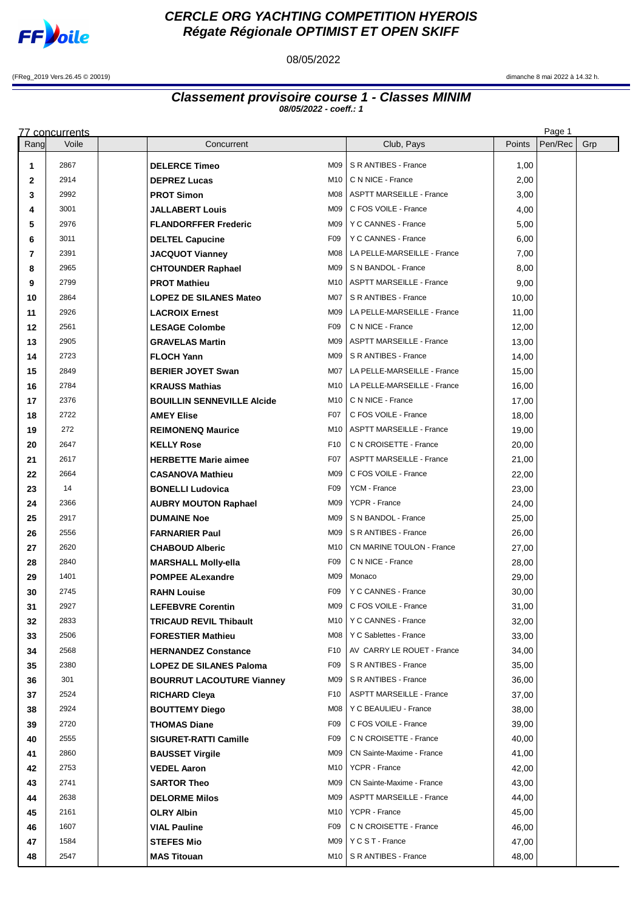# CERCLE ORG YACHTING COMPETITION HYEROIS
## Régate Régionale OPTIMIST ET OPEN SKIFF

08/05/2022

(FReg_2019 Vers.26.45 © 20019)

dimanche 8 mai 2022 à 14.32 h.

### Classement provisoire course 1 - Classes MINIM
**08/05/2022 - coeff.: 1**

77 concurrents

| Rang | Voile | | Concurrent | | Club, Pays | Points | Pen/Rec | Grp |
|---|---|---|---|---|---|---|---|---|
| 1 | 2867 | | **DELERCE Timeo** | M09 | S R ANTIBES - France | 1,00 | | |
| 2 | 2914 | | **DEPREZ Lucas** | M10 | C N NICE - France | 2,00 | | |
| 3 | 2992 | | **PROT Simon** | M08 | ASPTT MARSEILLE - France | 3,00 | | |
| 4 | 3001 | | **JALLABERT Louis** | M09 | C FOS VOILE - France | 4,00 | | |
| 5 | 2976 | | **FLANDORFFER Frederic** | M09 | Y C CANNES - France | 5,00 | | |
| 6 | 3011 | | **DELTEL Capucine** | F09 | Y C CANNES - France | 6,00 | | |
| 7 | 2391 | | **JACQUOT Vianney** | M08 | LA PELLE-MARSEILLE - France | 7,00 | | |
| 8 | 2965 | | **CHTOUNDER Raphael** | M09 | S N BANDOL - France | 8,00 | | |
| 9 | 2799 | | **PROT Mathieu** | M10 | ASPTT MARSEILLE - France | 9,00 | | |
| 10 | 2864 | | **LOPEZ DE SILANES Mateo** | M07 | S R ANTIBES - France | 10,00 | | |
| 11 | 2926 | | **LACROIX Ernest** | M09 | LA PELLE-MARSEILLE - France | 11,00 | | |
| 12 | 2561 | | **LESAGE Colombe** | F09 | C N NICE - France | 12,00 | | |
| 13 | 2905 | | **GRAVELAS Martin** | M09 | ASPTT MARSEILLE - France | 13,00 | | |
| 14 | 2723 | | **FLOCH Yann** | M09 | S R ANTIBES - France | 14,00 | | |
| 15 | 2849 | | **BERIER JOYET Swan** | M07 | LA PELLE-MARSEILLE - France | 15,00 | | |
| 16 | 2784 | | **KRAUSS Mathias** | M10 | LA PELLE-MARSEILLE - France | 16,00 | | |
| 17 | 2376 | | **BOUILLIN SENNEVILLE Alcide** | M10 | C N NICE - France | 17,00 | | |
| 18 | 2722 | | **AMEY Elise** | F07 | C FOS VOILE - France | 18,00 | | |
| 19 | 272 | | **REIMONENQ Maurice** | M10 | ASPTT MARSEILLE - France | 19,00 | | |
| 20 | 2647 | | **KELLY Rose** | F10 | C N CROISETTE - France | 20,00 | | |
| 21 | 2617 | | **HERBETTE Marie aimee** | F07 | ASPTT MARSEILLE - France | 21,00 | | |
| 22 | 2664 | | **CASANOVA Mathieu** | M09 | C FOS VOILE - France | 22,00 | | |
| 23 | 14 | | **BONELLI Ludovica** | F09 | YCM - France | 23,00 | | |
| 24 | 2366 | | **AUBRY MOUTON Raphael** | M09 | YCPR - France | 24,00 | | |
| 25 | 2917 | | **DUMAINE Noe** | M09 | S N BANDOL - France | 25,00 | | |
| 26 | 2556 | | **FARNARIER Paul** | M09 | S R ANTIBES - France | 26,00 | | |
| 27 | 2620 | | **CHABOUD Alberic** | M10 | CN MARINE TOULON - France | 27,00 | | |
| 28 | 2840 | | **MARSHALL Molly-ella** | F09 | C N NICE - France | 28,00 | | |
| 29 | 1401 | | **POMPEE ALexandre** | M09 | Monaco | 29,00 | | |
| 30 | 2745 | | **RAHN Louise** | F09 | Y C CANNES - France | 30,00 | | |
| 31 | 2927 | | **LEFEBVRE Corentin** | M09 | C FOS VOILE - France | 31,00 | | |
| 32 | 2833 | | **TRICAUD REVIL Thibault** | M10 | Y C CANNES - France | 32,00 | | |
| 33 | 2506 | | **FORESTIER Mathieu** | M08 | Y C Sablettes - France | 33,00 | | |
| 34 | 2568 | | **HERNANDEZ Constance** | F10 | AV CARRY LE ROUET - France | 34,00 | | |
| 35 | 2380 | | **LOPEZ DE SILANES Paloma** | F09 | S R ANTIBES - France | 35,00 | | |
| 36 | 301 | | **BOURRUT LACOUTURE Vianney** | M09 | S R ANTIBES - France | 36,00 | | |
| 37 | 2524 | | **RICHARD Cleya** | F10 | ASPTT MARSEILLE - France | 37,00 | | |
| 38 | 2924 | | **BOUTTEMY Diego** | M08 | Y C BEAULIEU - France | 38,00 | | |
| 39 | 2720 | | **THOMAS Diane** | F09 | C FOS VOILE - France | 39,00 | | |
| 40 | 2555 | | **SIGURET-RATTI Camille** | F09 | C N CROISETTE - France | 40,00 | | |
| 41 | 2860 | | **BAUSSET Virgile** | M09 | CN Sainte-Maxime - France | 41,00 | | |
| 42 | 2753 | | **VEDEL Aaron** | M10 | YCPR - France | 42,00 | | |
| 43 | 2741 | | **SARTOR Theo** | M09 | CN Sainte-Maxime - France | 43,00 | | |
| 44 | 2638 | | **DELORME Milos** | M09 | ASPTT MARSEILLE - France | 44,00 | | |
| 45 | 2161 | | **OLRY Albin** | M10 | YCPR - France | 45,00 | | |
| 46 | 1607 | | **VIAL Pauline** | F09 | C N CROISETTE - France | 46,00 | | |
| 47 | 1584 | | **STEFES Mio** | M09 | Y C S T - France | 47,00 | | |
| 48 | 2547 | | **MAS Titouan** | M10 | S R ANTIBES - France | 48,00 | | |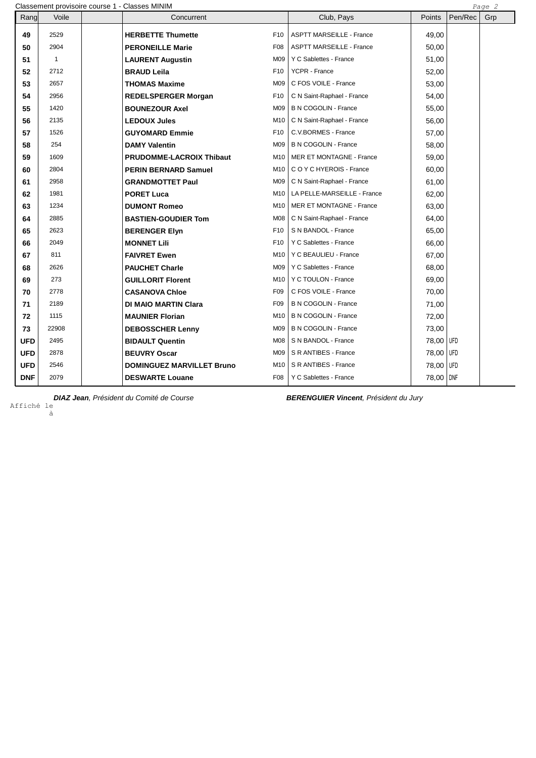Classement provisoire course 1 - Classes MINIM

| Rang | Voile | | Concurrent | | Club, Pays | Points | Pen/Rec | Grp |
|---|---|---|---|---|---|---|---|---|
| 49 | 2529 | | **HERBETTE Thumette** | F10 | ASPTT MARSEILLE - France | 49,00 | | |
| 50 | 2904 | | **PERONEILLE Marie** | F08 | ASPTT MARSEILLE - France | 50,00 | | |
| 51 | 1 | | **LAURENT Augustin** | M09 | Y C Sablettes - France | 51,00 | | |
| 52 | 2712 | | **BRAUD Leila** | F10 | YCPR - France | 52,00 | | |
| 53 | 2657 | | **THOMAS Maxime** | M09 | C FOS VOILE - France | 53,00 | | |
| 54 | 2956 | | **REDELSPERGER Morgan** | F10 | C N Saint-Raphael - France | 54,00 | | |
| 55 | 1420 | | **BOUNEZOUR Axel** | M09 | B N COGOLIN - France | 55,00 | | |
| 56 | 2135 | | **LEDOUX Jules** | M10 | C N Saint-Raphael - France | 56,00 | | |
| 57 | 1526 | | **GUYOMARD Emmie** | F10 | C.V.BORMES - France | 57,00 | | |
| 58 | 254 | | **DAMY Valentin** | M09 | B N COGOLIN - France | 58,00 | | |
| 59 | 1609 | | **PRUDOMME-LACROIX Thibaut** | M10 | MER ET MONTAGNE - France | 59,00 | | |
| 60 | 2804 | | **PERIN BERNARD Samuel** | M10 | C O Y C HYEROIS - France | 60,00 | | |
| 61 | 2958 | | **GRANDMOTTET Paul** | M09 | C N Saint-Raphael - France | 61,00 | | |
| 62 | 1981 | | **PORET Luca** | M10 | LA PELLE-MARSEILLE - France | 62,00 | | |
| 63 | 1234 | | **DUMONT Romeo** | M10 | MER ET MONTAGNE - France | 63,00 | | |
| 64 | 2885 | | **BASTIEN-GOUDIER Tom** | M08 | C N Saint-Raphael - France | 64,00 | | |
| 65 | 2623 | | **BERENGER Elyn** | F10 | S N BANDOL - France | 65,00 | | |
| 66 | 2049 | | **MONNET Lili** | F10 | Y C Sablettes - France | 66,00 | | |
| 67 | 811 | | **FAIVRET Ewen** | M10 | Y C BEAULIEU - France | 67,00 | | |
| 68 | 2626 | | **PAUCHET Charle** | M09 | Y C Sablettes - France | 68,00 | | |
| 69 | 273 | | **GUILLORIT Florent** | M10 | Y C TOULON - France | 69,00 | | |
| 70 | 2778 | | **CASANOVA Chloe** | F09 | C FOS VOILE - France | 70,00 | | |
| 71 | 2189 | | **DI MAIO MARTIN Clara** | F09 | B N COGOLIN - France | 71,00 | | |
| 72 | 1115 | | **MAUNIER Florian** | M10 | B N COGOLIN - France | 72,00 | | |
| 73 | 22908 | | **DEBOSSCHER Lenny** | M09 | B N COGOLIN - France | 73,00 | | |
| UFD | 2495 | | **BIDAULT Quentin** | M08 | S N BANDOL - France | 78,00 | UFD | |
| UFD | 2878 | | **BEUVRY Oscar** | M09 | S R ANTIBES - France | 78,00 | UFD | |
| UFD | 2546 | | **DOMINGUEZ MARVILLET Bruno** | M10 | S R ANTIBES - France | 78,00 | UFD | |
| DNF | 2079 | | **DESWARTE Louane** | F08 | Y C Sablettes - France | 78,00 | DNF | |

***DIAZ Jean**, Président du Comité de Course*

***BERENGUIER Vincent**, Président du Jury*

Affiché le

à